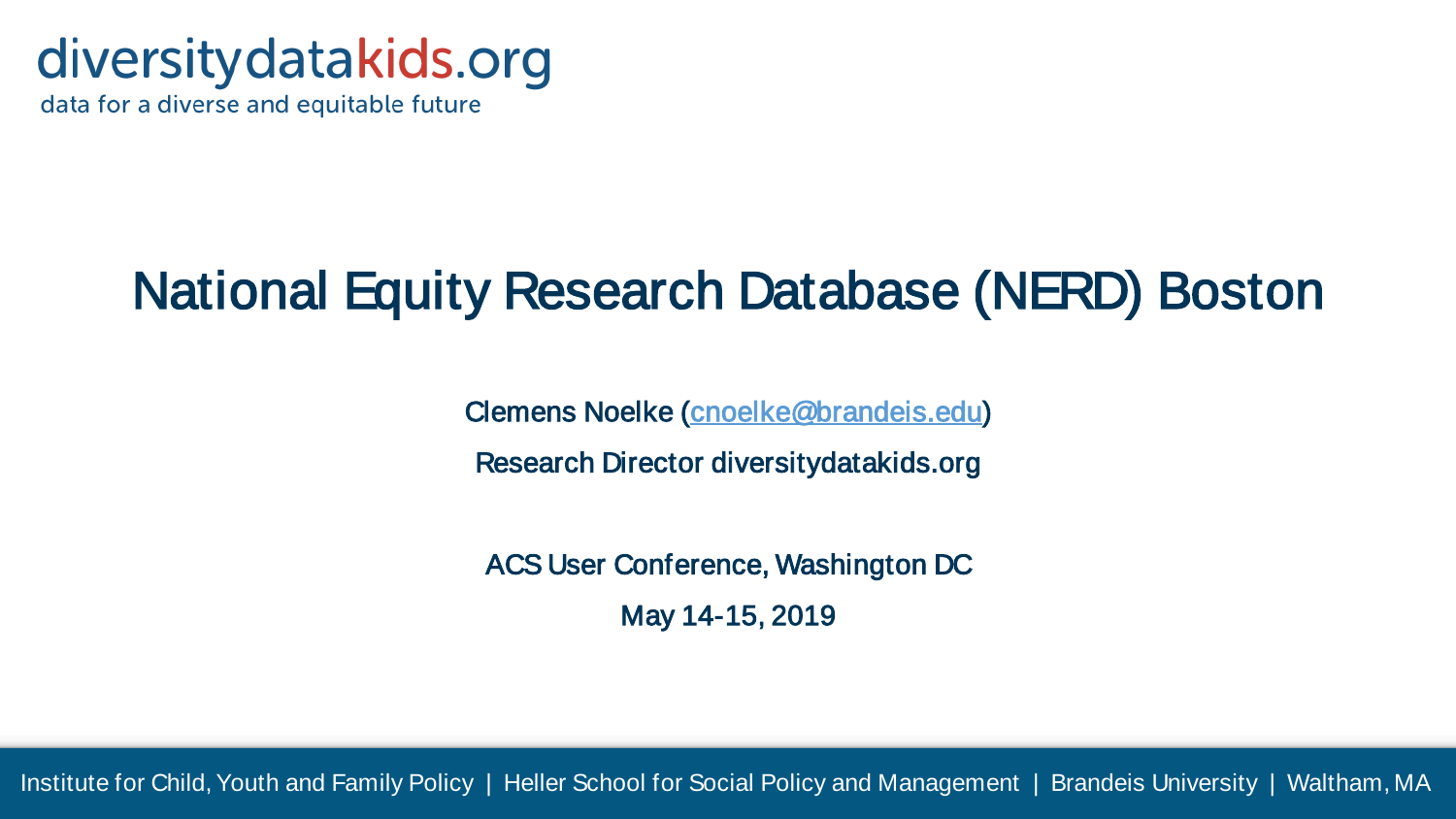diversitydatakids.org

data for a diverse and equitable future

# National Equity Research Database (NERD) Boston

**Clemens Noelke (cnoelke@brandeis.edu)**

**Research Director diversitydatakids.org**

**ACS User Conference, Washington DC**

**May 14-15, 2019**

Institute for Child, Youth and Family Policy | Heller School for Social Policy and Management | Brandeis University | Waltham, MA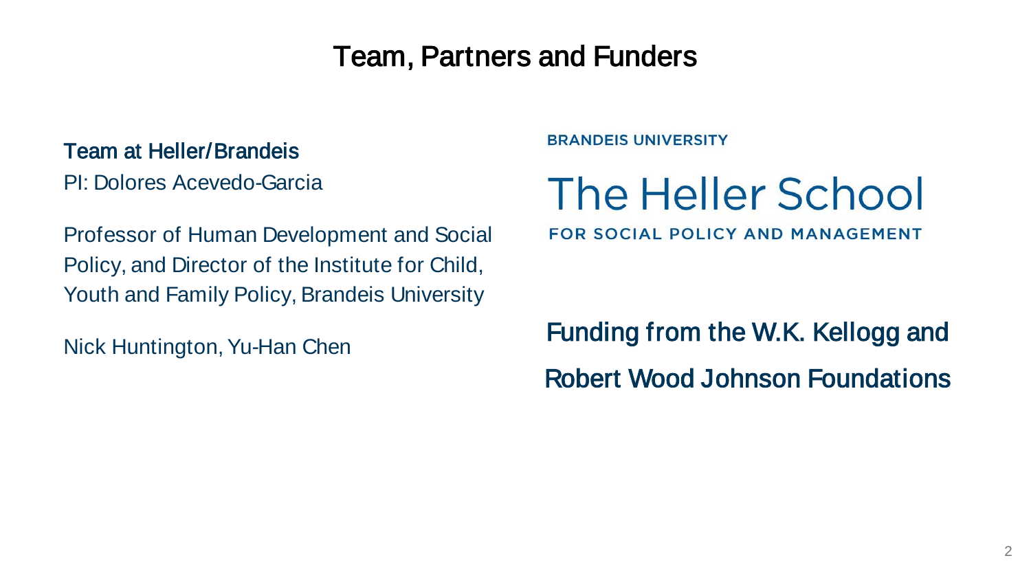# Team, Partners and Funders

## Team at Heller/Brandeis

PI: Dolores Acevedo-Garcia

Professor of Human Development and Social Policy, and Director of the Institute for Child, Youth and Family Policy, Brandeis University

Nick Huntington, Yu-Han Chen

BRANDEIS UNIVERSITY

The Heller School

FOR SOCIAL POLICY AND MANAGEMENT

Funding from the W.K. Kellogg and Robert Wood Johnson Foundations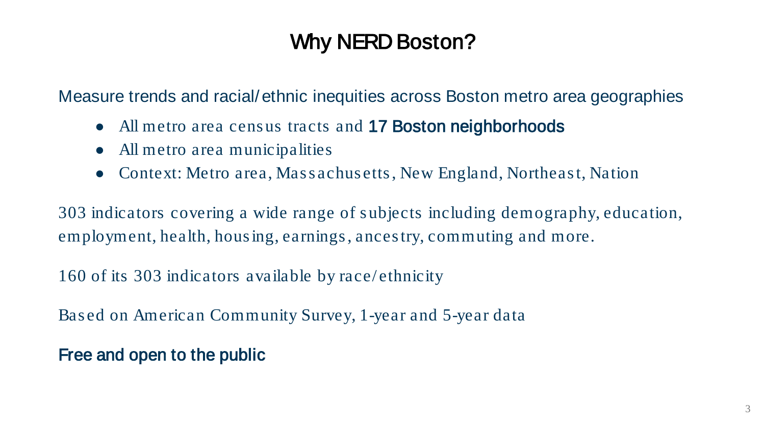# Why NERD Boston?

Measure trends and racial/ethnic inequities across Boston metro area geographies

- All metro area census tracts and **17 Boston neighborhoods**
- All metro area municipalities
- Context: Metro area, Massachusetts, New England, Northeast, Nation

303 indicators covering a wide range of subjects including demography, education, employment, health, housing, earnings, ancestry, commuting and more.

160 of its 303 indicators available by race/ethnicity

Based on American Community Survey, 1-year and 5-year data

**Free and open to the public**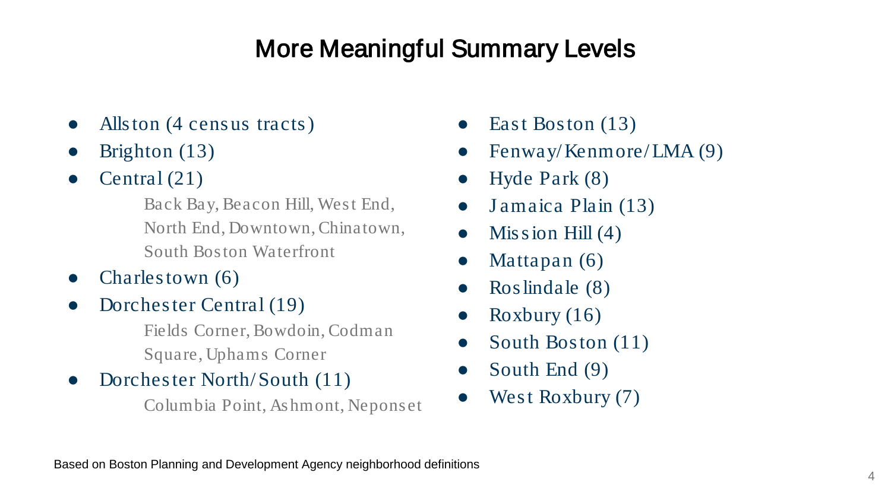# More Meaningful Summary Levels

- Allston (4 census tracts)
- Brighton (13)
- Central (21)
  - Back Bay, Beacon Hill, West End, North End, Downtown, Chinatown, South Boston Waterfront
- Charlestown (6)
- Dorchester Central (19)
  - Fields Corner, Bowdoin, Codman Square, Uphams Corner
- Dorchester North/South (11)
  - Columbia Point, Ashmont, Neponset
- East Boston (13)
- Fenway/Kenmore/LMA (9)
- Hyde Park (8)
- Jamaica Plain (13)
- Mission Hill (4)
- Mattapan (6)
- Roslindale (8)
- Roxbury (16)
- South Boston (11)
- South End (9)
- West Roxbury (7)

Based on Boston Planning and Development Agency neighborhood definitions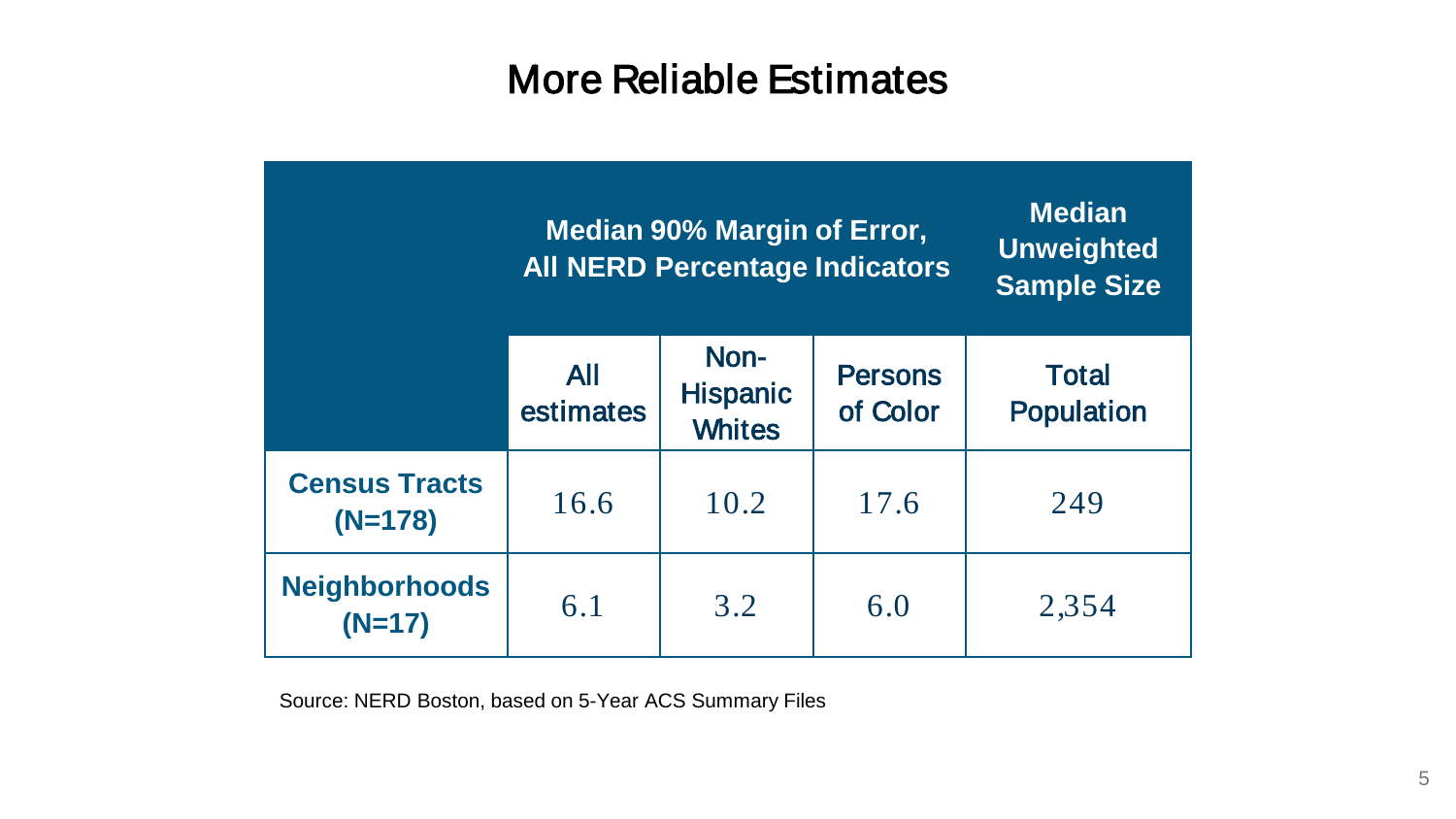# More Reliable Estimates

| | Median 90% Margin of Error, All NERD Percentage Indicators | | | Median Unweighted Sample Size |
|---|---|---|---|---|
| | All estimates | Non-Hispanic Whites | Persons of Color | Total Population |
| **Census Tracts (N=178)** | 16.6 | 10.2 | 17.6 | 249 |
| **Neighborhoods (N=17)** | 6.1 | 3.2 | 6.0 | 2,354 |

Source: NERD Boston, based on 5-Year ACS Summary Files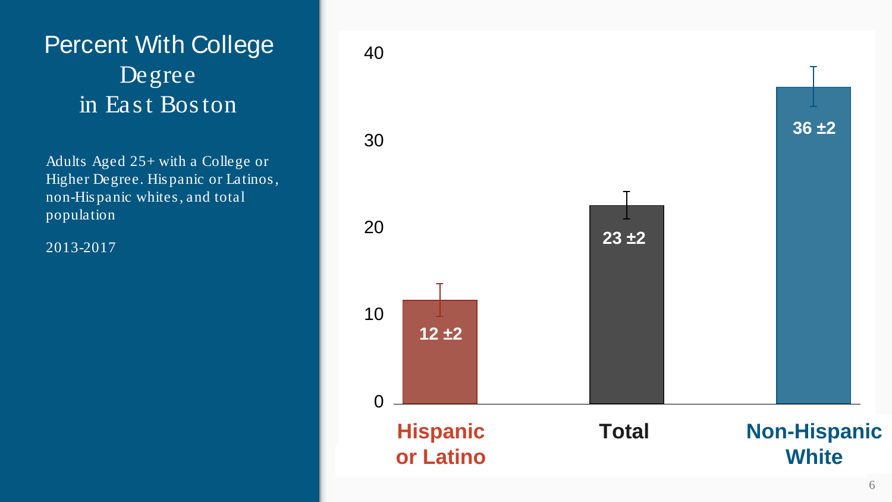# Percent With College Degree in East Boston

Adults Aged 25+ with a College or Higher Degree. Hispanic or Latinos, non-Hispanic whites, and total population

2013-2017

| Group | Percent |
| --- | --- |
| Hispanic or Latino | 12 ±2 |
| Total | 23 ±2 |
| Non-Hispanic White | 36 ±2 |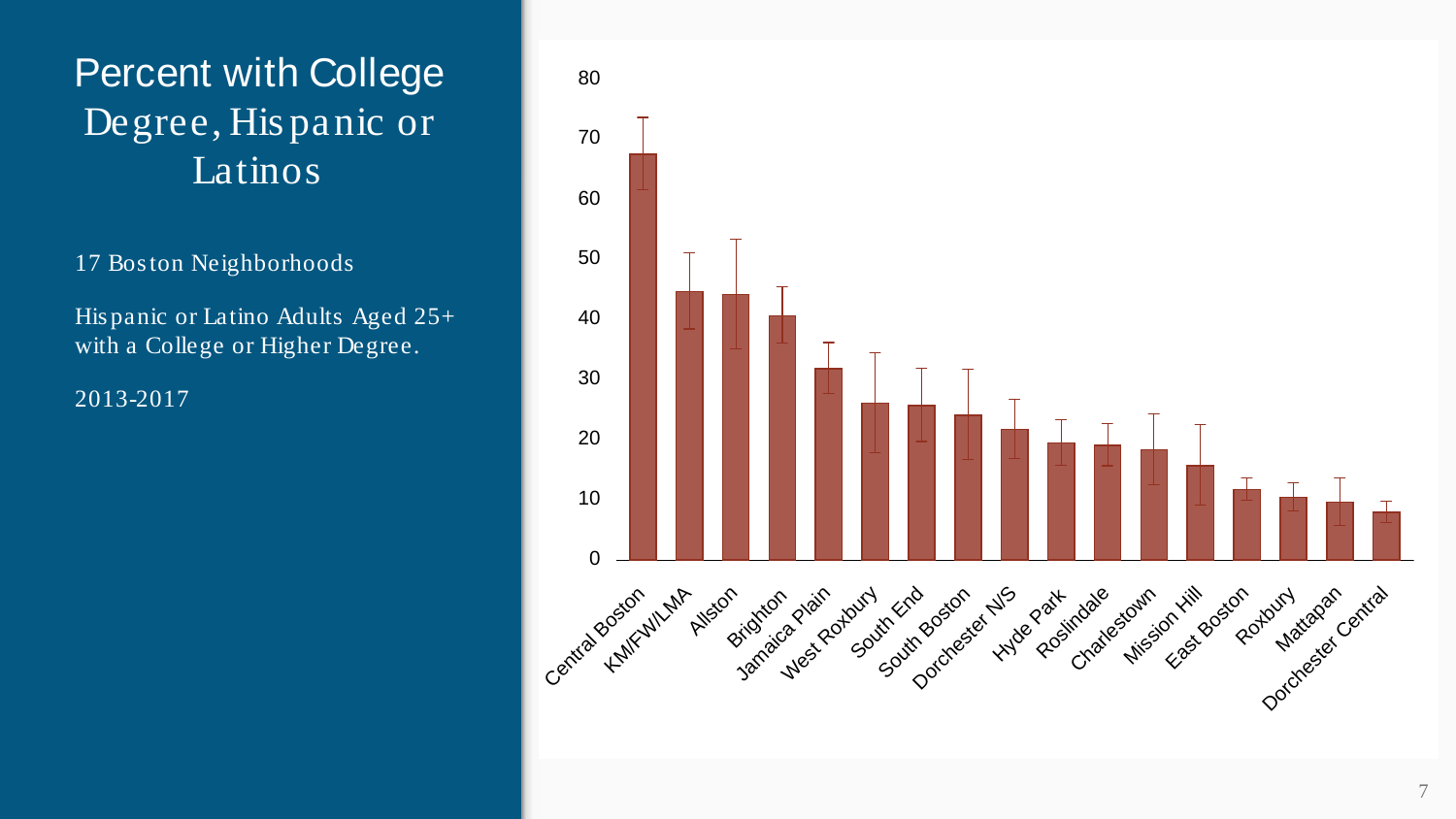# Percent with College Degree, Hispanic or Latinos

17 Boston Neighborhoods

Hispanic or Latino Adults Aged 25+ with a College or Higher Degree.

2013-2017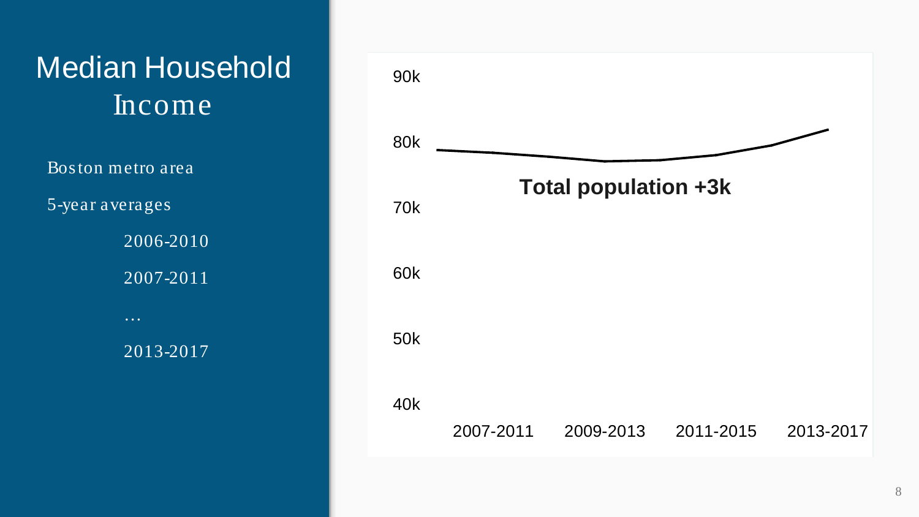# Median Household Income

Boston metro area

5-year averages

2006-2010

2007-2011

…

2013-2017

90k

80k

70k

60k

50k

40k

**Total population +3k**

2007-2011 2009-2013 2011-2015 2013-2017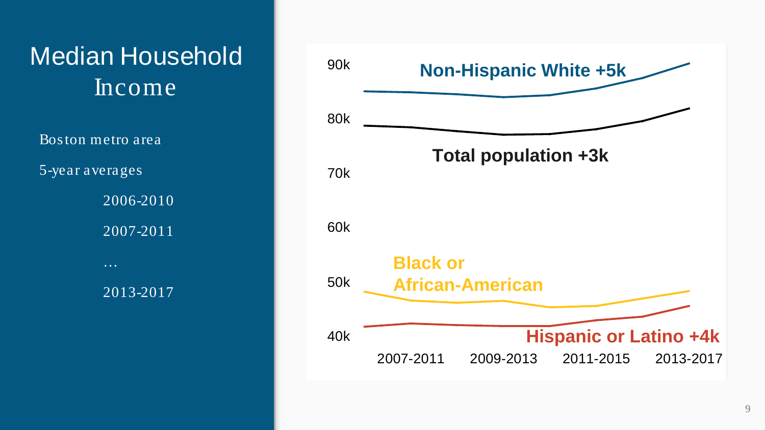# Median Household Income

Boston metro area

5-year averages

2006-2010

2007-2011

…

2013-2017

90k

80k

70k

60k

50k

40k

**Non-Hispanic White +5k**

**Total population +3k**

**Black or African-American**

**Hispanic or Latino +4k**

2007-2011 2009-2013 2011-2015 2013-2017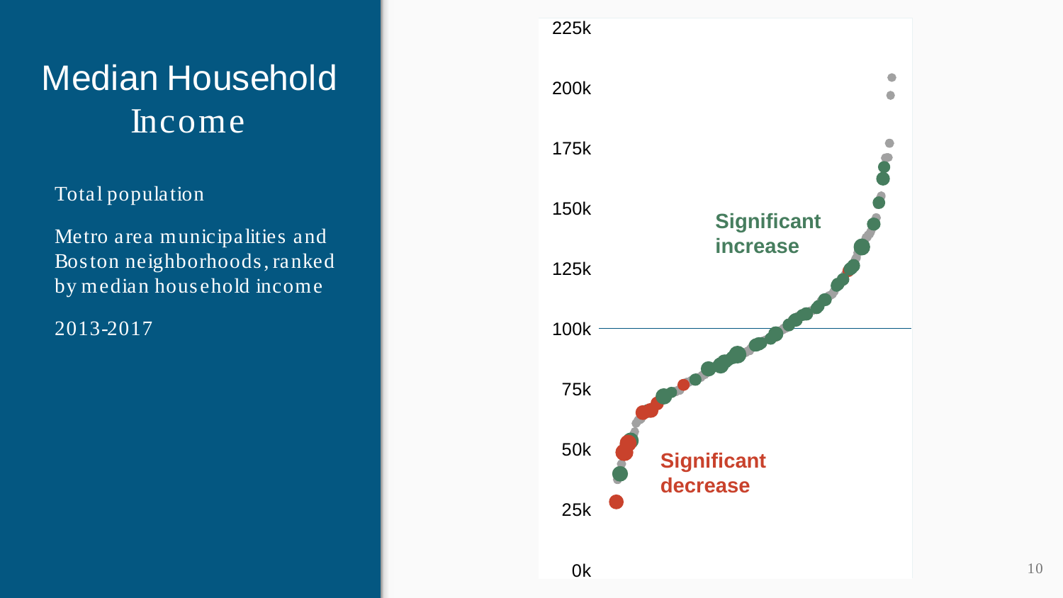# Median Household Income

Total population

Metro area municipalities and Boston neighborhoods, ranked by median household income

2013-2017

225k

200k

175k

150k

125k

100k

75k

50k

25k

0k

**Significant increase**

**Significant decrease**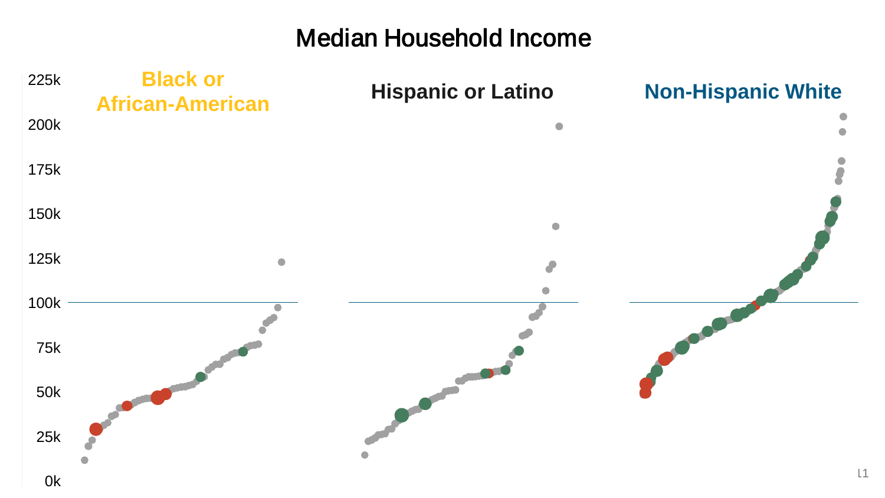# Median Household Income

Black or African-American

Hispanic or Latino

Non-Hispanic White

225k
200k
175k
150k
125k
100k
75k
50k
25k
0k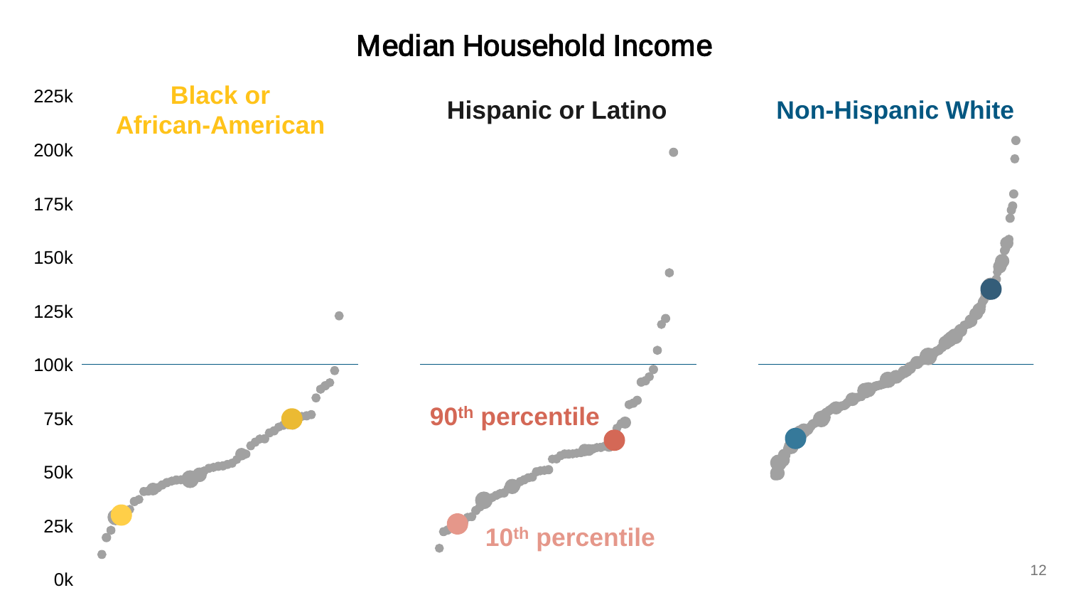# Median Household Income

Black or African-American

Hispanic or Latino

Non-Hispanic White

90th percentile

10th percentile

225k
200k
175k
150k
125k
100k
75k
50k
25k
0k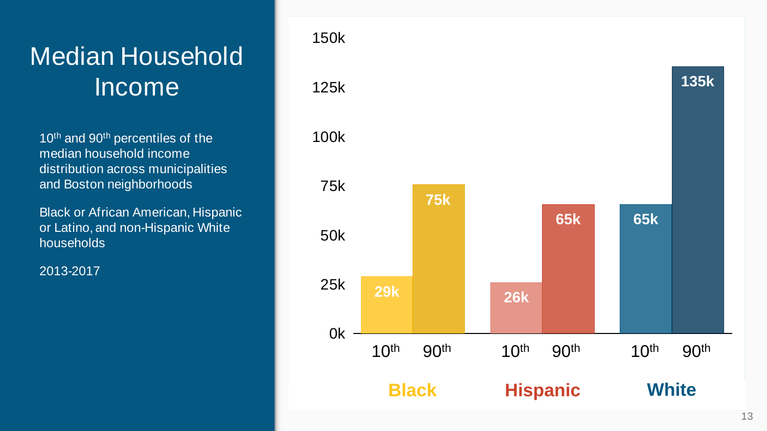# Median Household Income

10th and 90th percentiles of the median household income distribution across municipalities and Boston neighborhoods

Black or African American, Hispanic or Latino, and non-Hispanic White households

2013-2017

| | 10th | 90th |
|---|---|---|
| Black | 29k | 75k |
| Hispanic | 26k | 65k |
| White | 65k | 135k |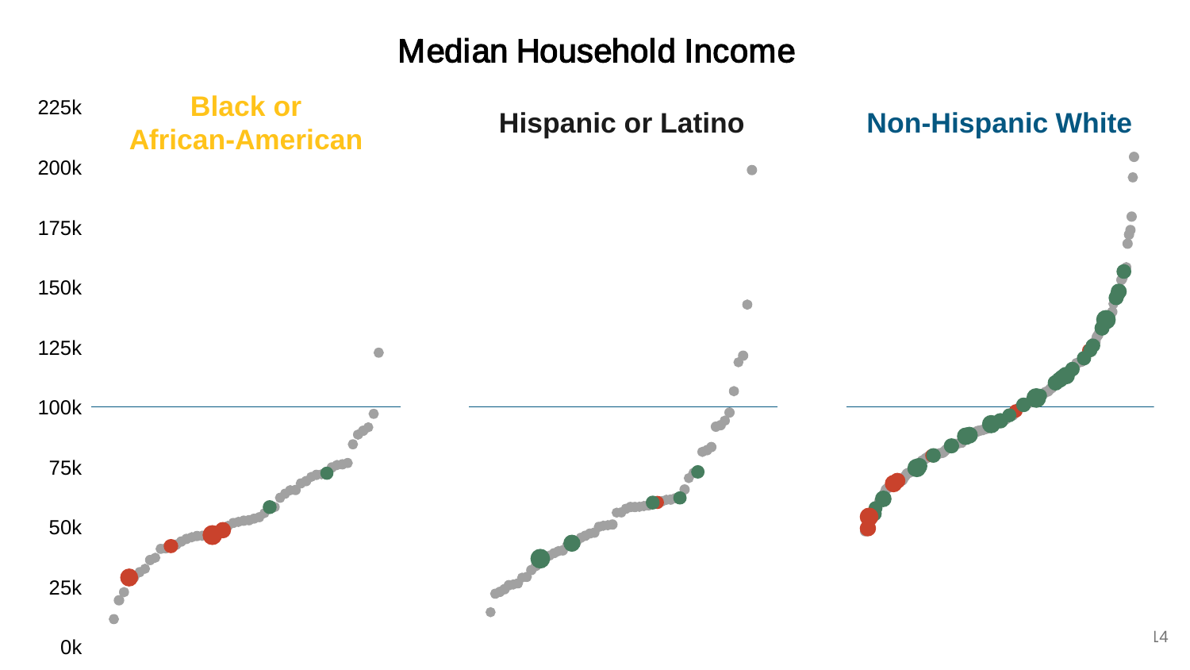# Median Household Income

**Black or African-American**

**Hispanic or Latino**

**Non-Hispanic White**

225k
200k
175k
150k
125k
100k
75k
50k
25k
0k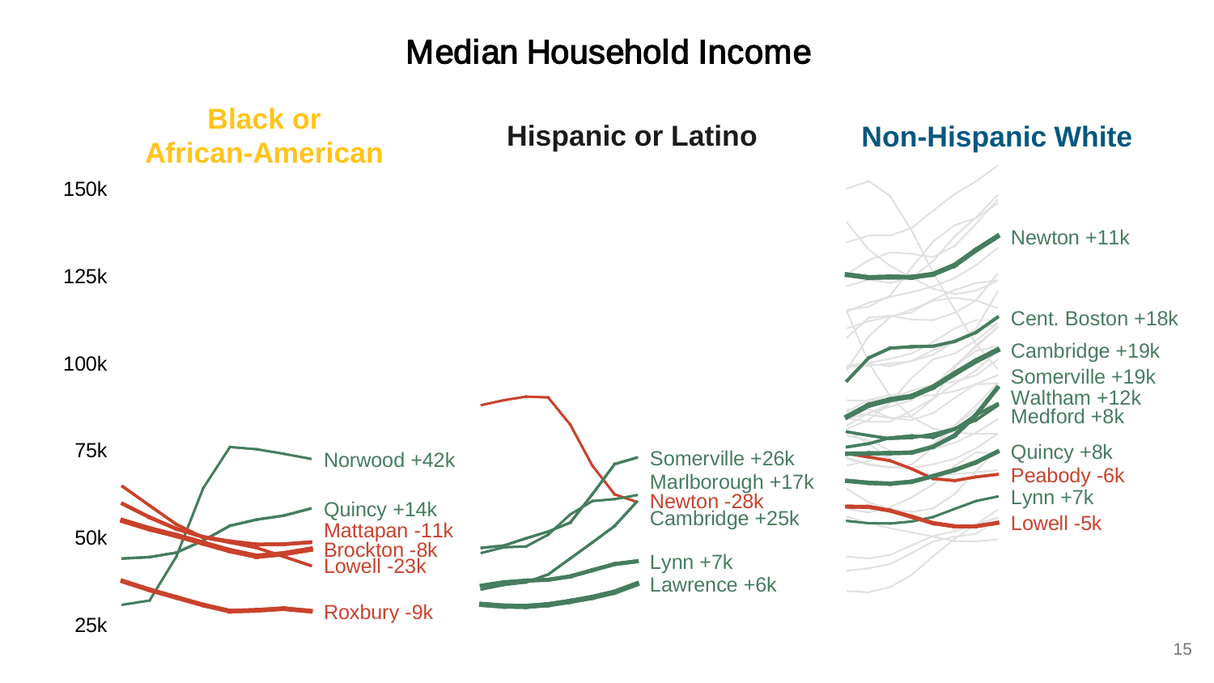# Median Household Income

**Black or African-American**

**Hispanic or Latino**

**Non-Hispanic White**

150k
125k
100k
75k
50k
25k

Norwood +42k
Quincy +14k
Mattapan -11k
Brockton -8k
Lowell -23k
Roxbury -9k

Somerville +26k
Marlborough +17k
Newton -28k
Cambridge +25k
Lynn +7k
Lawrence +6k

Newton +11k
Cent. Boston +18k
Cambridge +19k
Somerville +19k
Waltham +12k
Medford +8k
Quincy +8k
Peabody -6k
Lynn +7k
Lowell -5k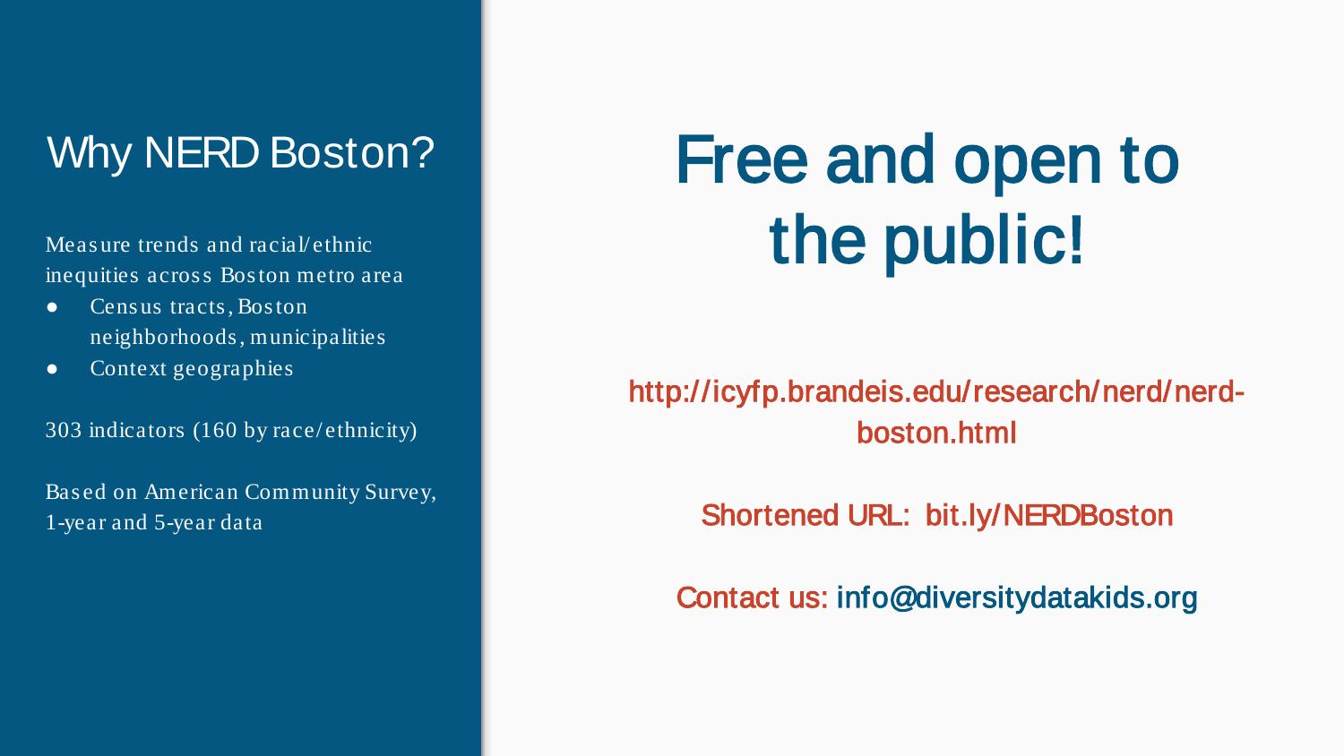## Why NERD Boston?

Measure trends and racial/ethnic inequities across Boston metro area

- Census tracts, Boston neighborhoods, municipalities
- Context geographies

303 indicators (160 by race/ethnicity)

Based on American Community Survey, 1-year and 5-year data

# Free and open to the public!

http://icyfp.brandeis.edu/research/nerd/nerd-boston.html

Shortened URL: bit.ly/NERDBoston

Contact us: info@diversitydatakids.org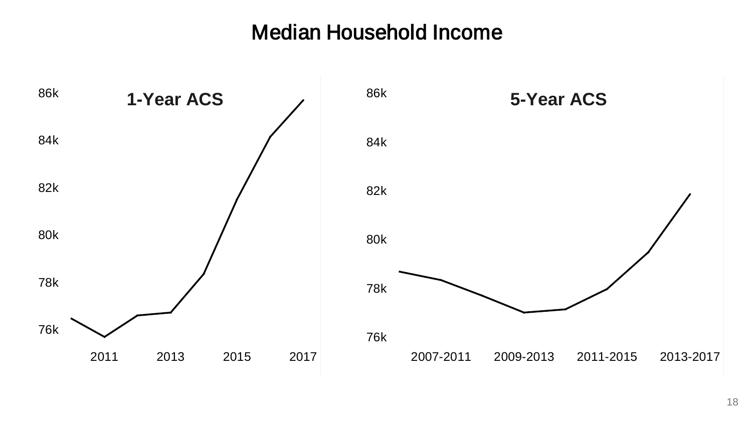# Median Household Income

**1-Year ACS**

86k
84k
82k
80k
78k
76k

2011
2013
2015
2017

**5-Year ACS**

86k
84k
82k
80k
78k
76k

2007-2011
2009-2013
2011-2015
2013-2017